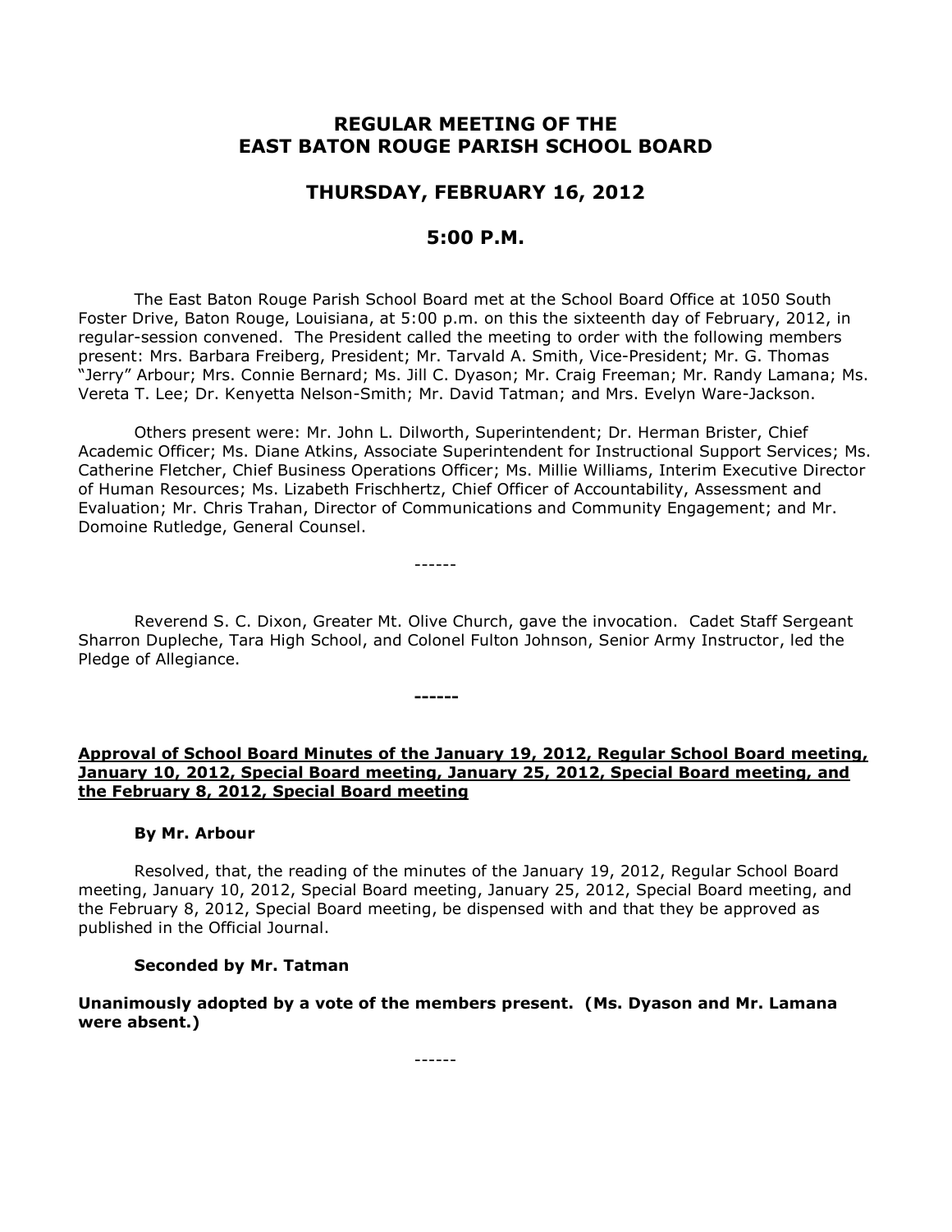# REGULAR MEETING OF THE EAST BATON ROUGE PARISH SCHOOL BOARD

## THURSDAY, FEBRUARY 16, 2012

## 5:00 P.M.

The East Baton Rouge Parish School Board met at the School Board Office at 1050 South Foster Drive, Baton Rouge, Louisiana, at 5:00 p.m. on this the sixteenth day of February, 2012, in regular-session convened. The President called the meeting to order with the following members present: Mrs. Barbara Freiberg, President; Mr. Tarvald A. Smith, Vice-President; Mr. G. Thomas "Jerry" Arbour; Mrs. Connie Bernard; Ms. Jill C. Dyason; Mr. Craig Freeman; Mr. Randy Lamana; Ms. Vereta T. Lee; Dr. Kenyetta Nelson-Smith; Mr. David Tatman; and Mrs. Evelyn Ware-Jackson.

Others present were: Mr. John L. Dilworth, Superintendent; Dr. Herman Brister, Chief Academic Officer; Ms. Diane Atkins, Associate Superintendent for Instructional Support Services; Ms. Catherine Fletcher, Chief Business Operations Officer; Ms. Millie Williams, Interim Executive Director of Human Resources; Ms. Lizabeth Frischhertz, Chief Officer of Accountability, Assessment and Evaluation; Mr. Chris Trahan, Director of Communications and Community Engagement; and Mr. Domoine Rutledge, General Counsel.

------

Reverend S. C. Dixon, Greater Mt. Olive Church, gave the invocation. Cadet Staff Sergeant Sharron Dupleche, Tara High School, and Colonel Fulton Johnson, Senior Army Instructor, led the Pledge of Allegiance.

**------**

**Approval of School Board Minutes of the January 19, 2012, Regular School Board meeting, January 10, 2012, Special Board meeting, January 25, 2012, Special Board meeting, and the February 8, 2012, Special Board meeting**

**By Mr. Arbour**

Resolved, that, the reading of the minutes of the January 19, 2012, Regular School Board meeting, January 10, 2012, Special Board meeting, January 25, 2012, Special Board meeting, and the February 8, 2012, Special Board meeting, be dispensed with and that they be approved as published in the Official Journal.

**Seconded by Mr. Tatman**

**Unanimously adopted by a vote of the members present. (Ms. Dyason and Mr. Lamana were absent.)**

------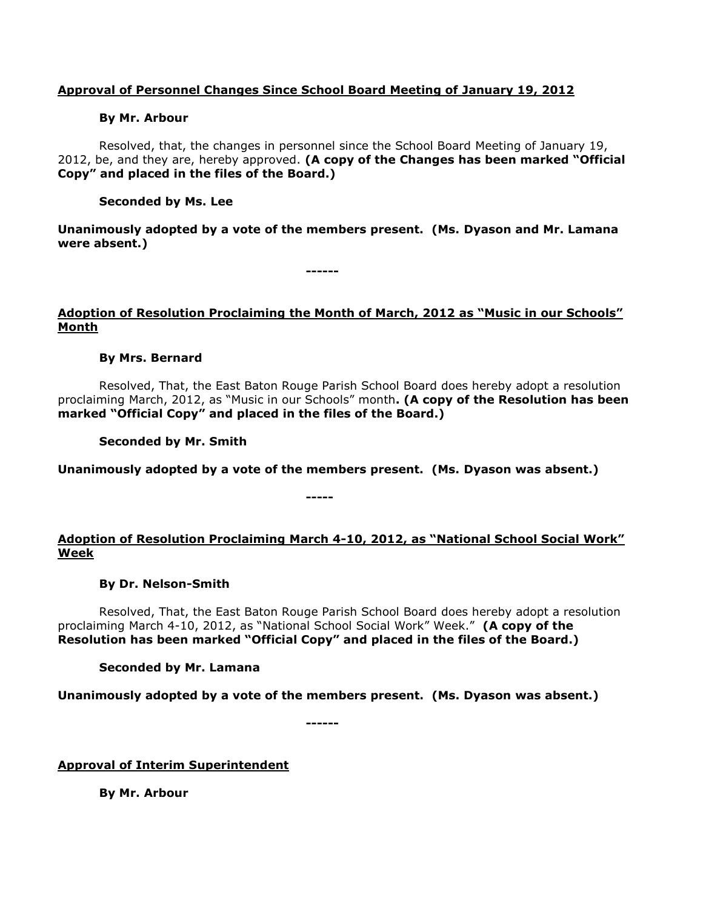**<u>Approval of Personnel Changes Since School Board Meeting of January 19, 2012</u>**

**By Mr. Arbour**

Resolved, that, the changes in personnel since the School Board Meeting of January 19, 2012, be, and they are, hereby approved. **(A copy of the Changes has been marked "Official Copy" and placed in the files of the Board.)**

**Seconded by Ms. Lee**

**Unanimously adopted by a vote of the members present. (Ms. Dyason and Mr. Lamana were absent.)**

------

**<u>Adoption of Resolution Proclaiming the Month of March, 2012 as "Music in our Schools" Month</u>**

**By Mrs. Bernard**

Resolved, That, the East Baton Rouge Parish School Board does hereby adopt a resolution proclaiming March, 2012, as "Music in our Schools" month**. (A copy of the Resolution has been marked "Official Copy" and placed in the files of the Board.)**

**Seconded by Mr. Smith**

**Unanimously adopted by a vote of the members present. (Ms. Dyason was absent.)**

-----

**<u>Adoption of Resolution Proclaiming March 4-10, 2012, as "National School Social Work" Week</u>**

**By Dr. Nelson-Smith**

Resolved, That, the East Baton Rouge Parish School Board does hereby adopt a resolution proclaiming March 4-10, 2012, as "National School Social Work" Week." **(A copy of the Resolution has been marked "Official Copy" and placed in the files of the Board.)**

**Seconded by Mr. Lamana**

**Unanimously adopted by a vote of the members present. (Ms. Dyason was absent.)**

------

**<u>Approval of Interim Superintendent</u>**

**By Mr. Arbour**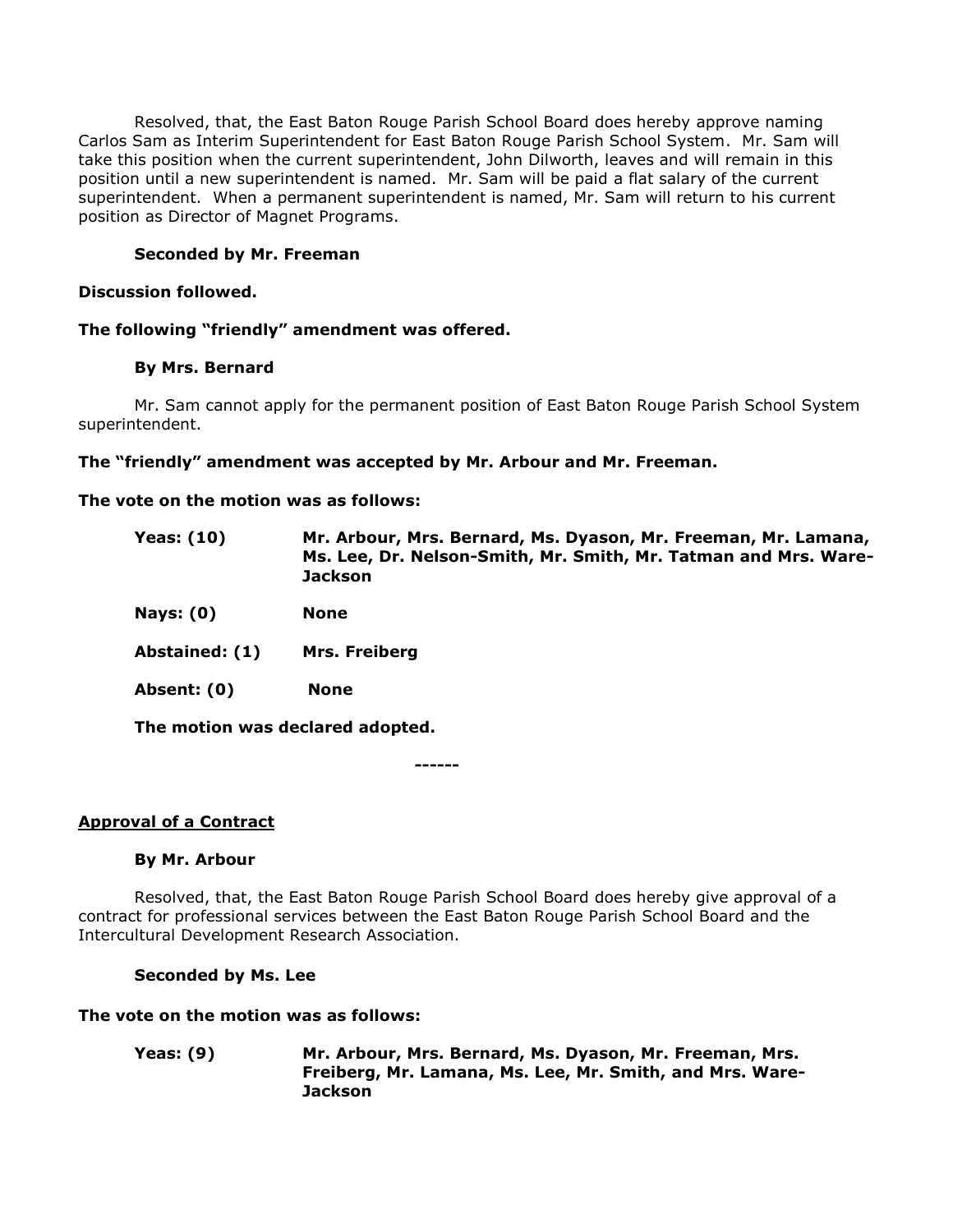Resolved, that, the East Baton Rouge Parish School Board does hereby approve naming Carlos Sam as Interim Superintendent for East Baton Rouge Parish School System. Mr. Sam will take this position when the current superintendent, John Dilworth, leaves and will remain in this position until a new superintendent is named. Mr. Sam will be paid a flat salary of the current superintendent. When a permanent superintendent is named, Mr. Sam will return to his current position as Director of Magnet Programs.

**Seconded by Mr. Freeman**

**Discussion followed.**

**The following "friendly" amendment was offered.**

**By Mrs. Bernard**

Mr. Sam cannot apply for the permanent position of East Baton Rouge Parish School System superintendent.

**The "friendly" amendment was accepted by Mr. Arbour and Mr. Freeman.**

**The vote on the motion was as follows:**

| | |
|---|---|
| **Yeas: (10)** | **Mr. Arbour, Mrs. Bernard, Ms. Dyason, Mr. Freeman, Mr. Lamana, Ms. Lee, Dr. Nelson-Smith, Mr. Smith, Mr. Tatman and Mrs. Ware-Jackson** |
| **Nays: (0)** | **None** |
| **Abstained: (1)** | **Mrs. Freiberg** |
| **Absent: (0)** | **None** |

**The motion was declared adopted.**

**------**

## Approval of a Contract

**By Mr. Arbour**

Resolved, that, the East Baton Rouge Parish School Board does hereby give approval of a contract for professional services between the East Baton Rouge Parish School Board and the Intercultural Development Research Association.

**Seconded by Ms. Lee**

**The vote on the motion was as follows:**

| | |
|---|---|
| **Yeas: (9)** | **Mr. Arbour, Mrs. Bernard, Ms. Dyason, Mr. Freeman, Mrs. Freiberg, Mr. Lamana, Ms. Lee, Mr. Smith, and Mrs. Ware-Jackson** |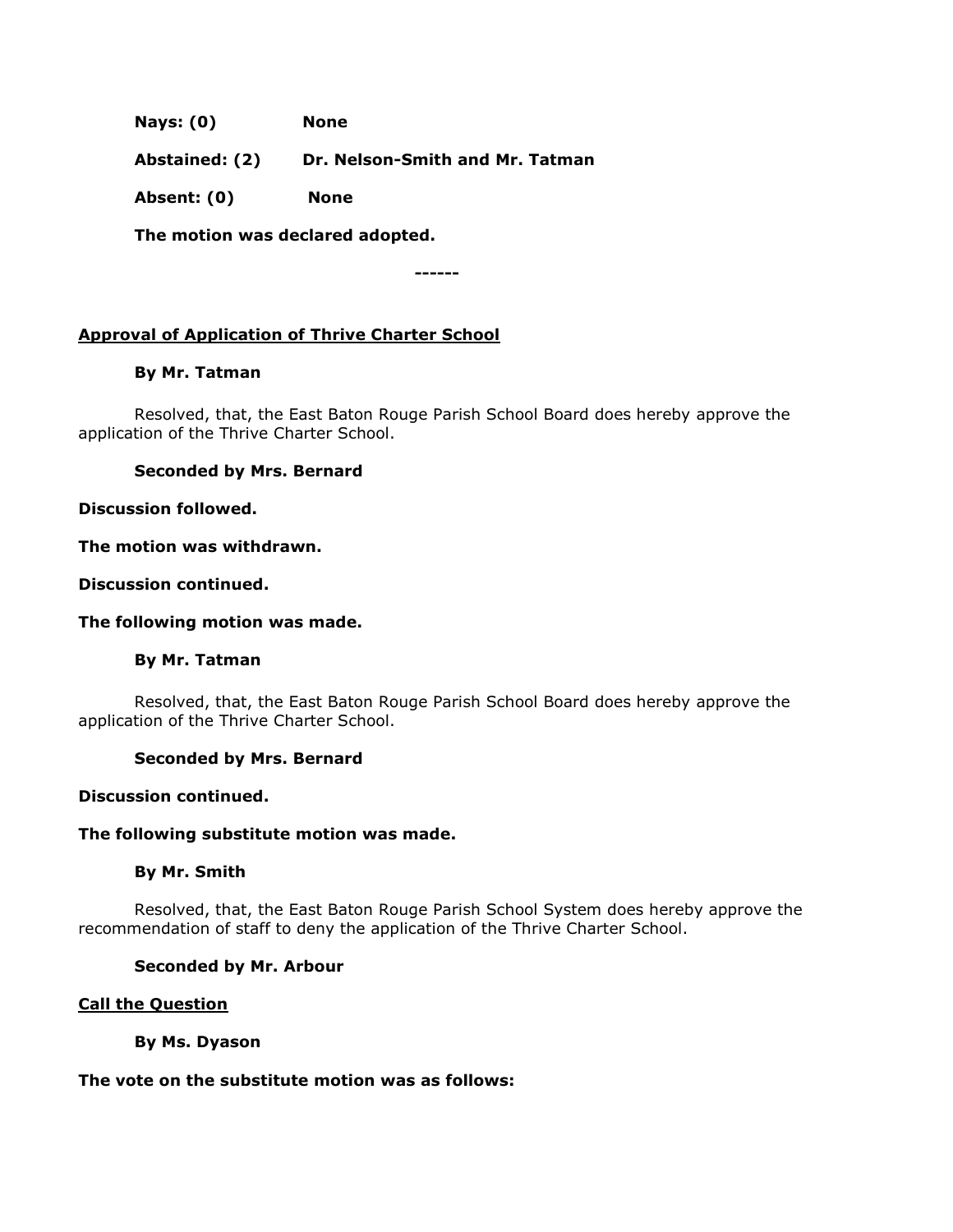**Nays: (0)** **None**

**Abstained: (2)** **Dr. Nelson-Smith and Mr. Tatman**

**Absent: (0)** **None**

**The motion was declared adopted.**

------

**<u>Approval of Application of Thrive Charter School</u>**

**By Mr. Tatman**

Resolved, that, the East Baton Rouge Parish School Board does hereby approve the application of the Thrive Charter School.

**Seconded by Mrs. Bernard**

**Discussion followed.**

**The motion was withdrawn.**

**Discussion continued.**

**The following motion was made.**

**By Mr. Tatman**

Resolved, that, the East Baton Rouge Parish School Board does hereby approve the application of the Thrive Charter School.

**Seconded by Mrs. Bernard**

**Discussion continued.**

**The following substitute motion was made.**

**By Mr. Smith**

Resolved, that, the East Baton Rouge Parish School System does hereby approve the recommendation of staff to deny the application of the Thrive Charter School.

**Seconded by Mr. Arbour**

**<u>Call the Question</u>**

**By Ms. Dyason**

**The vote on the substitute motion was as follows:**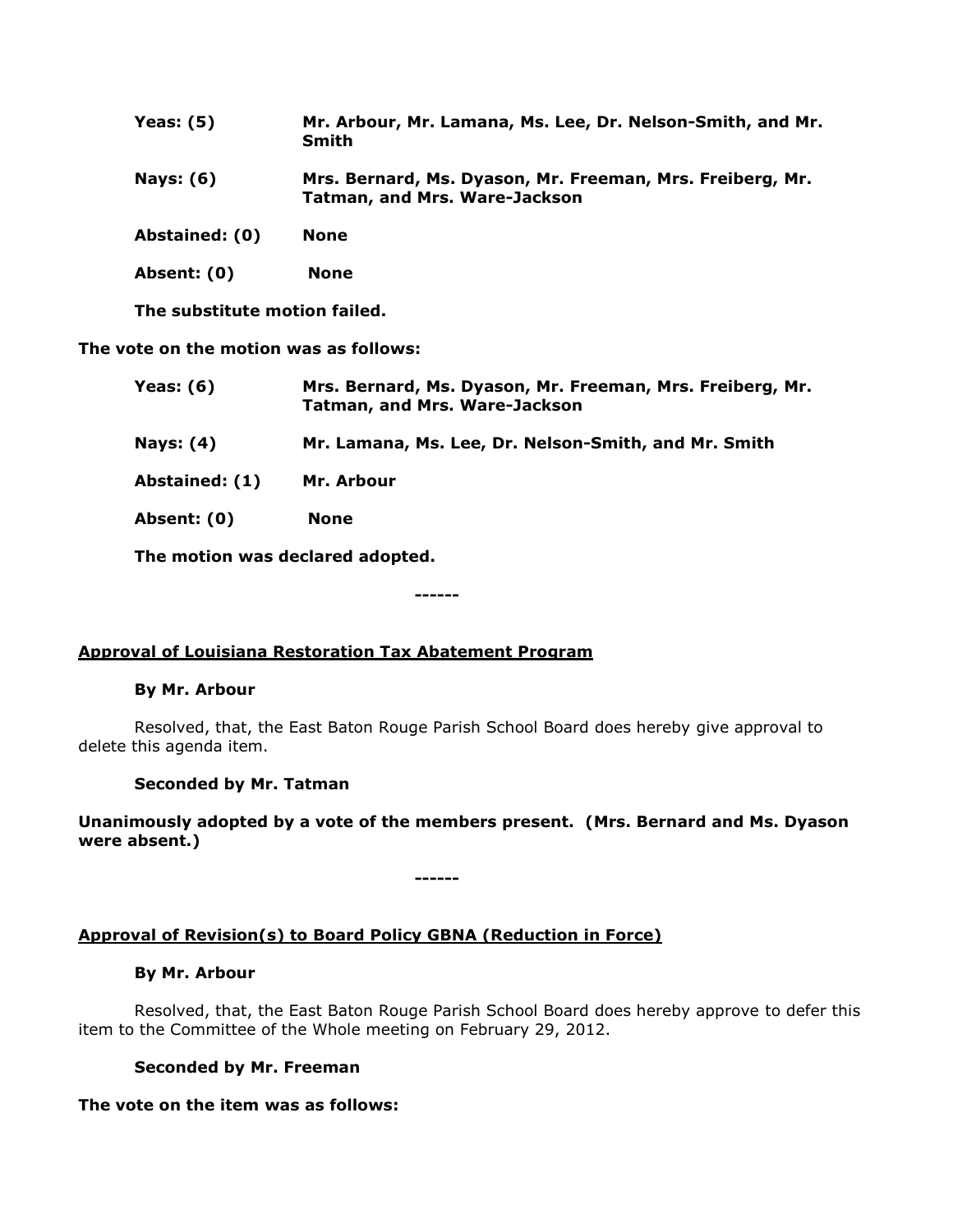**Yeas: (5)** **Mr. Arbour, Mr. Lamana, Ms. Lee, Dr. Nelson-Smith, and Mr. Smith**

**Nays: (6)** **Mrs. Bernard, Ms. Dyason, Mr. Freeman, Mrs. Freiberg, Mr. Tatman, and Mrs. Ware-Jackson**

**Abstained: (0)** **None**

**Absent: (0)** **None**

**The substitute motion failed.**

**The vote on the motion was as follows:**

**Yeas: (6)** **Mrs. Bernard, Ms. Dyason, Mr. Freeman, Mrs. Freiberg, Mr. Tatman, and Mrs. Ware-Jackson**

**Nays: (4)** **Mr. Lamana, Ms. Lee, Dr. Nelson-Smith, and Mr. Smith**

**Abstained: (1)** **Mr. Arbour**

**Absent: (0)** **None**

**The motion was declared adopted.**

**------**

**<u>Approval of Louisiana Restoration Tax Abatement Program</u>**

**By Mr. Arbour**

Resolved, that, the East Baton Rouge Parish School Board does hereby give approval to delete this agenda item.

**Seconded by Mr. Tatman**

**Unanimously adopted by a vote of the members present. (Mrs. Bernard and Ms. Dyason were absent.)**

**------**

**<u>Approval of Revision(s) to Board Policy GBNA (Reduction in Force)</u>**

**By Mr. Arbour**

Resolved, that, the East Baton Rouge Parish School Board does hereby approve to defer this item to the Committee of the Whole meeting on February 29, 2012.

**Seconded by Mr. Freeman**

**The vote on the item was as follows:**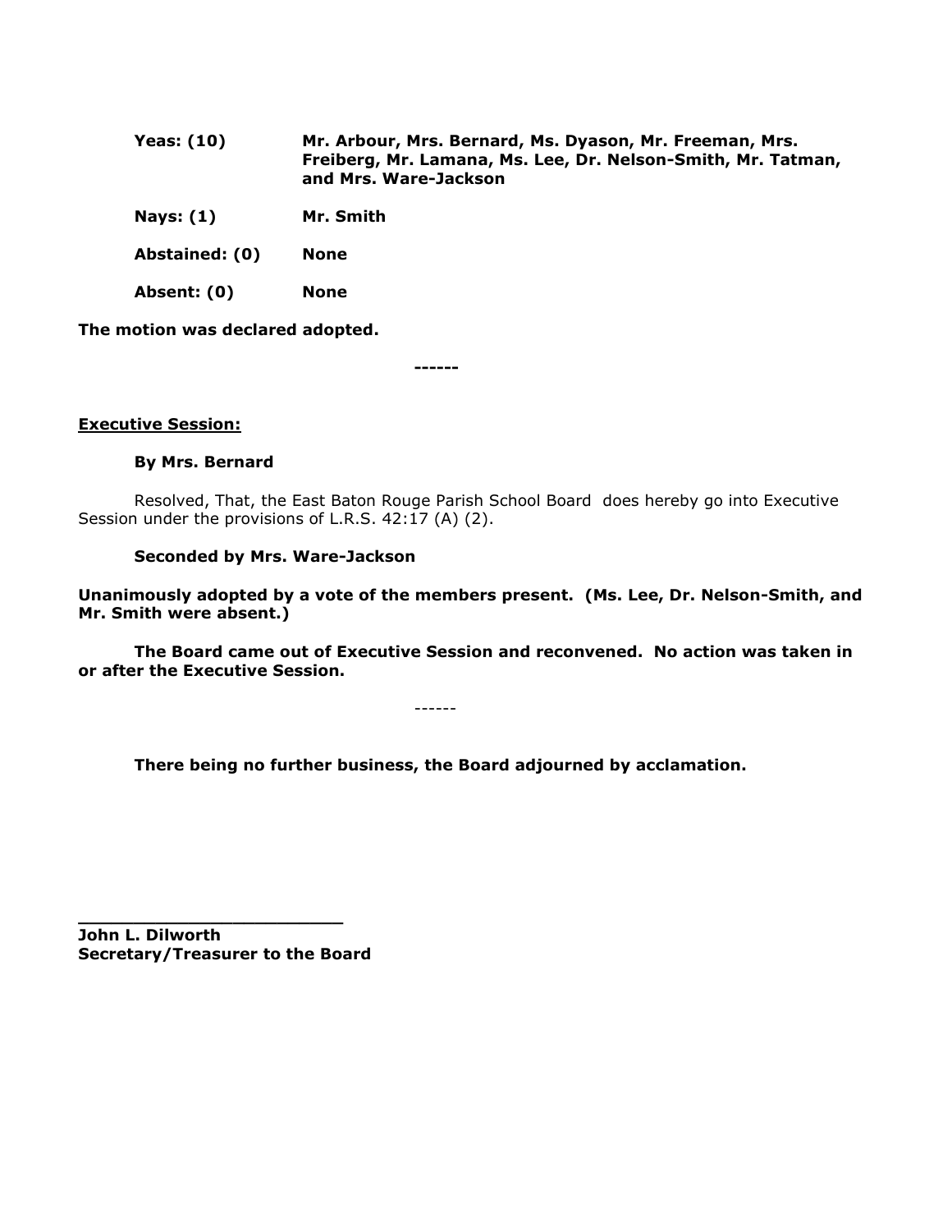| | |
|---|---|
| **Yeas: (10)** | **Mr. Arbour, Mrs. Bernard, Ms. Dyason, Mr. Freeman, Mrs. Freiberg, Mr. Lamana, Ms. Lee, Dr. Nelson-Smith, Mr. Tatman, and Mrs. Ware-Jackson** |
| **Nays: (1)** | **Mr. Smith** |
| **Abstained: (0)** | **None** |
| **Absent: (0)** | **None** |

**The motion was declared adopted.**

------

**Executive Session:**

**By Mrs. Bernard**

Resolved, That, the East Baton Rouge Parish School Board does hereby go into Executive Session under the provisions of L.R.S. 42:17 (A) (2).

**Seconded by Mrs. Ware-Jackson**

**Unanimously adopted by a vote of the members present. (Ms. Lee, Dr. Nelson-Smith, and Mr. Smith were absent.)**

**The Board came out of Executive Session and reconvened. No action was taken in or after the Executive Session.**

------

**There being no further business, the Board adjourned by acclamation.**

_________________________

**John L. Dilworth**
**Secretary/Treasurer to the Board**